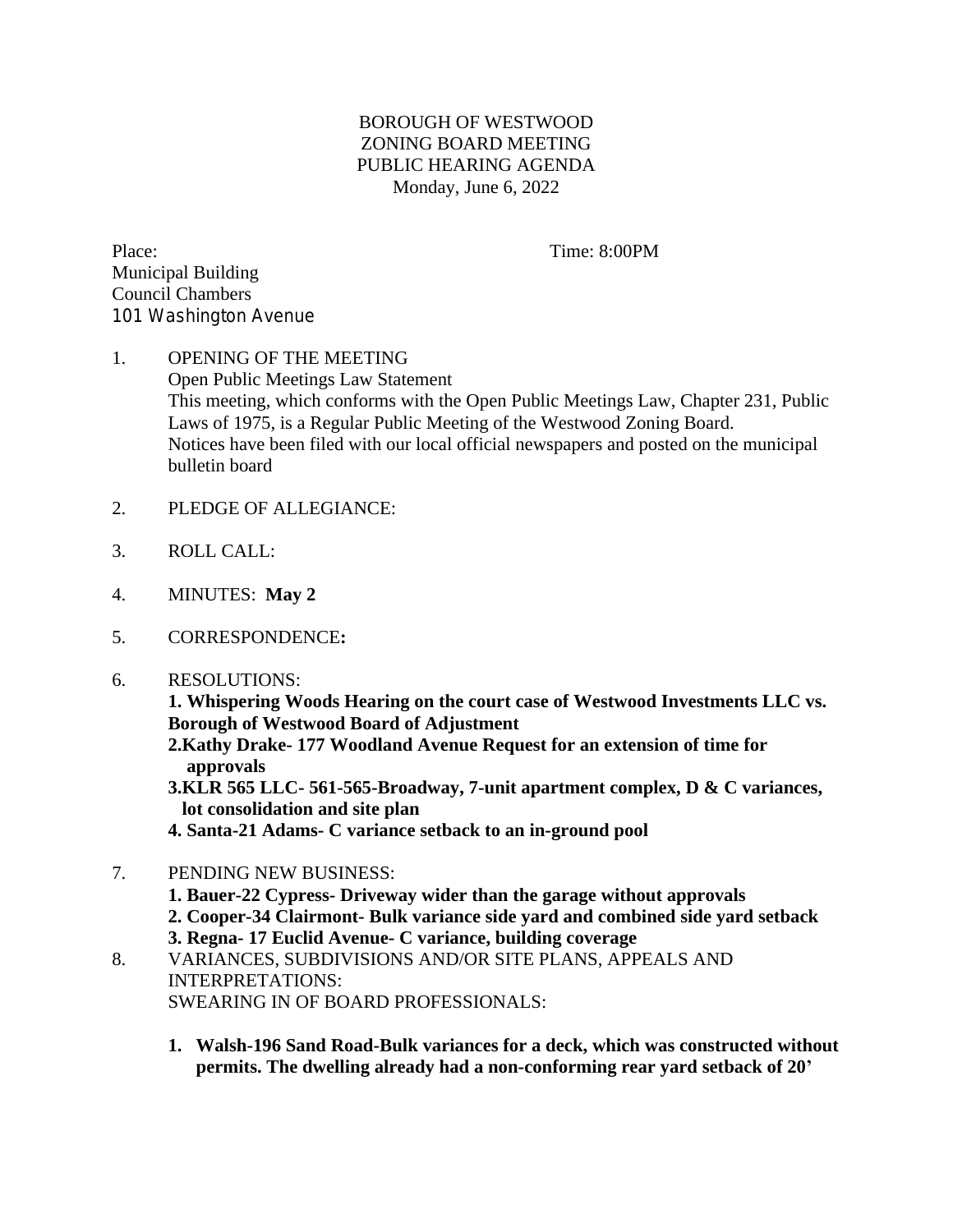BOROUGH OF WESTWOOD
ZONING BOARD MEETING
PUBLIC HEARING AGENDA
Monday, June 6, 2022

Place: Time: 8:00PM
Municipal Building
Council Chambers
101 Washington Avenue

1. OPENING OF THE MEETING
   Open Public Meetings Law Statement
   This meeting, which conforms with the Open Public Meetings Law, Chapter 231, Public Laws of 1975, is a Regular Public Meeting of the Westwood Zoning Board.
   Notices have been filed with our local official newspapers and posted on the municipal bulletin board

2. PLEDGE OF ALLEGIANCE:

3. ROLL CALL:

4. MINUTES: **May 2**

5. CORRESPONDENCE**:**

6. RESOLUTIONS:
   **1. Whispering Woods Hearing on the court case of Westwood Investments LLC vs. Borough of Westwood Board of Adjustment**
   **2.Kathy Drake- 177 Woodland Avenue Request for an extension of time for approvals**
   **3.KLR 565 LLC- 561-565-Broadway, 7-unit apartment complex, D & C variances, lot consolidation and site plan**
   **4. Santa-21 Adams- C variance setback to an in-ground pool**

7. PENDING NEW BUSINESS:
   **1. Bauer-22 Cypress- Driveway wider than the garage without approvals**
   **2. Cooper-34 Clairmont- Bulk variance side yard and combined side yard setback**
   **3. Regna- 17 Euclid Avenue- C variance, building coverage**

8. VARIANCES, SUBDIVISIONS AND/OR SITE PLANS, APPEALS AND INTERPRETATIONS:
   SWEARING IN OF BOARD PROFESSIONALS:

   1. **Walsh-196 Sand Road-Bulk variances for a deck, which was constructed without permits. The dwelling already had a non-conforming rear yard setback of 20'**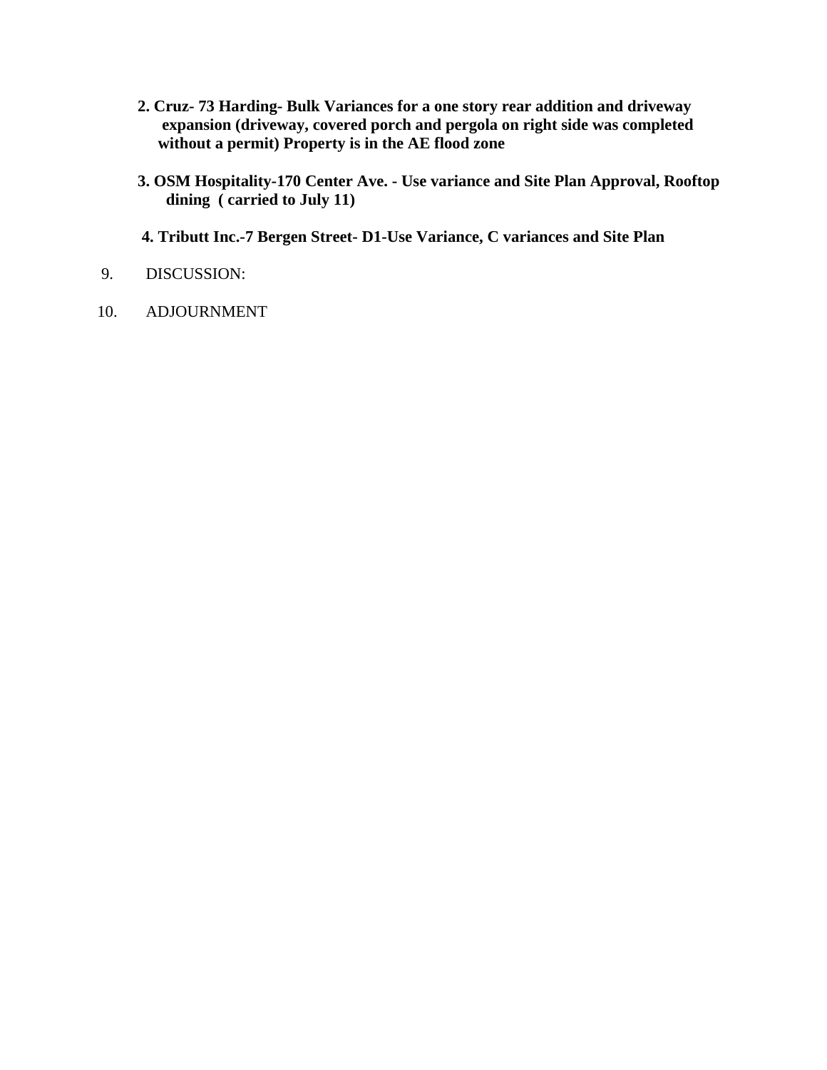**2. Cruz- 73 Harding- Bulk Variances for a one story rear addition and driveway expansion (driveway, covered porch and pergola on right side was completed without a permit) Property is in the AE flood zone**

**3. OSM Hospitality-170 Center Ave. - Use variance and Site Plan Approval, Rooftop dining ( carried to July 11)**

**4. Tributt Inc.-7 Bergen Street- D1-Use Variance, C variances and Site Plan**

9. DISCUSSION:

10. ADJOURNMENT